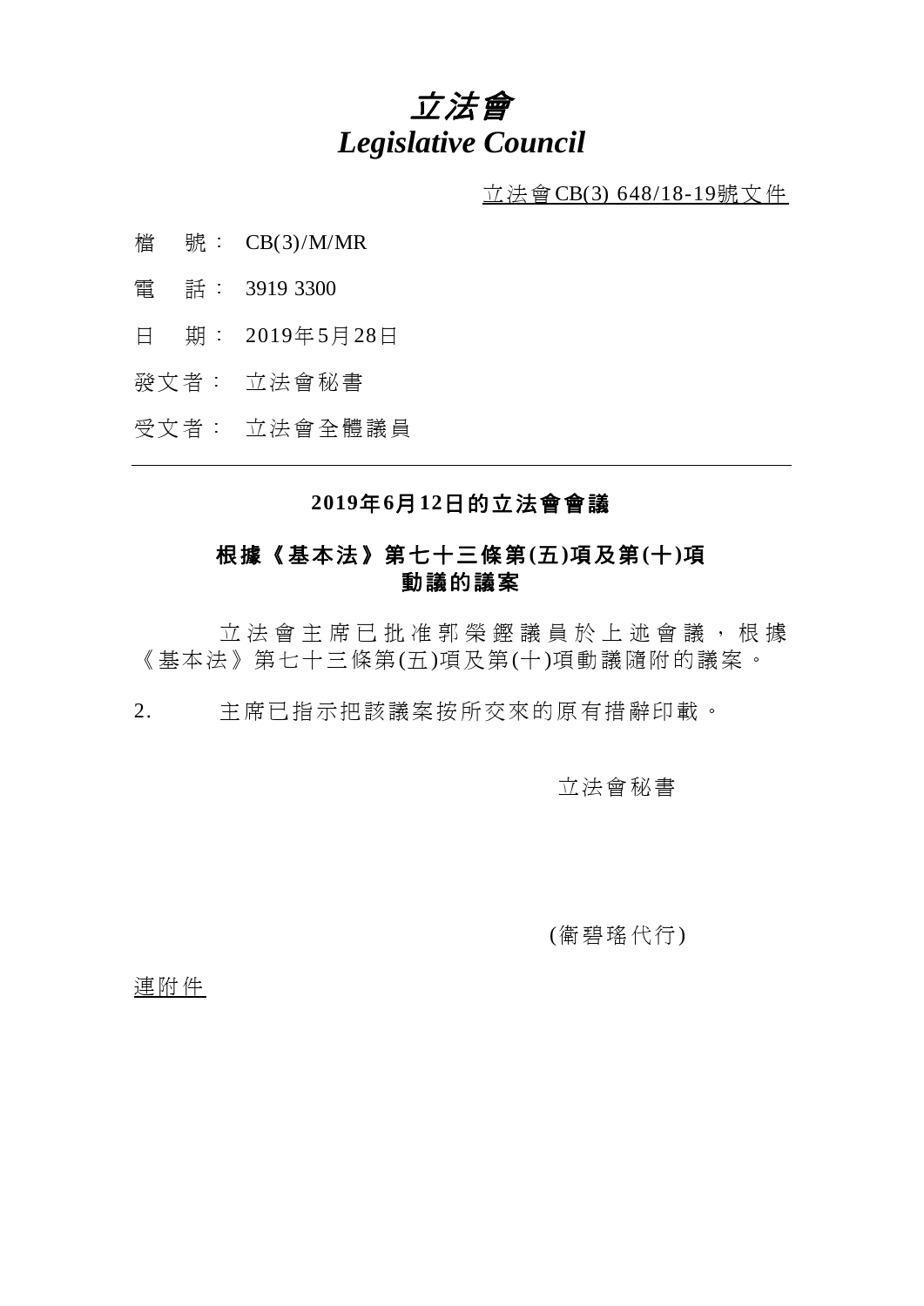# *立法會*
# *Legislative Council*

立法會CB(3) 648/18-19號文件

檔　號： CB(3)/M/MR

電　話： 3919 3300

日　期： 2019年5月28日

發文者： 立法會秘書

受文者： 立法會全體議員

---

## 2019年6月12日的立法會會議

## 根據《基本法》第七十三條第(五)項及第(十)項動議的議案

立法會主席已批准郭榮鏗議員於上述會議，根據《基本法》第七十三條第(五)項及第(十)項動議隨附的議案。

2. 主席已指示把該議案按所交來的原有措辭印載。

立法會秘書

(衛碧瑤代行)

連附件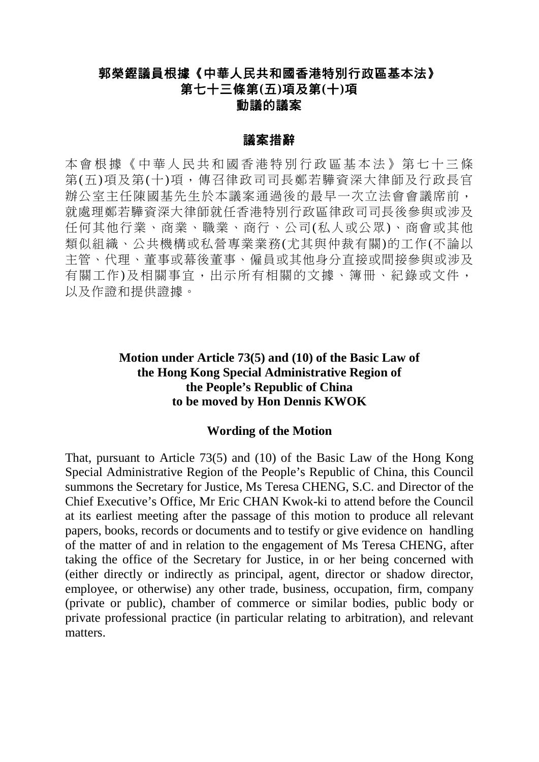# 郭榮鏗議員根據《中華人民共和國香港特別行政區基本法》第七十三條第(五)項及第(十)項動議的議案

## 議案措辭

本會根據《中華人民共和國香港特別行政區基本法》第七十三條第(五)項及第(十)項，傳召律政司司長鄭若驊資深大律師及行政長官辦公室主任陳國基先生於本議案通過後的最早一次立法會會議席前，就處理鄭若驊資深大律師就任香港特別行政區律政司司長後參與或涉及任何其他行業、商業、職業、商行、公司(私人或公眾)、商會或其他類似組織、公共機構或私營專業業務(尤其與仲裁有關)的工作(不論以主管、代理、董事或幕後董事、僱員或其他身分直接或間接參與或涉及有關工作)及相關事宜，出示所有相關的文據、簿冊、紀錄或文件，以及作證和提供證據。

# Motion under Article 73(5) and (10) of the Basic Law of the Hong Kong Special Administrative Region of the People's Republic of China to be moved by Hon Dennis KWOK

## Wording of the Motion

That, pursuant to Article 73(5) and (10) of the Basic Law of the Hong Kong Special Administrative Region of the People's Republic of China, this Council summons the Secretary for Justice, Ms Teresa CHENG, S.C. and Director of the Chief Executive's Office, Mr Eric CHAN Kwok-ki to attend before the Council at its earliest meeting after the passage of this motion to produce all relevant papers, books, records or documents and to testify or give evidence on handling of the matter of and in relation to the engagement of Ms Teresa CHENG, after taking the office of the Secretary for Justice, in or her being concerned with (either directly or indirectly as principal, agent, director or shadow director, employee, or otherwise) any other trade, business, occupation, firm, company (private or public), chamber of commerce or similar bodies, public body or private professional practice (in particular relating to arbitration), and relevant matters.